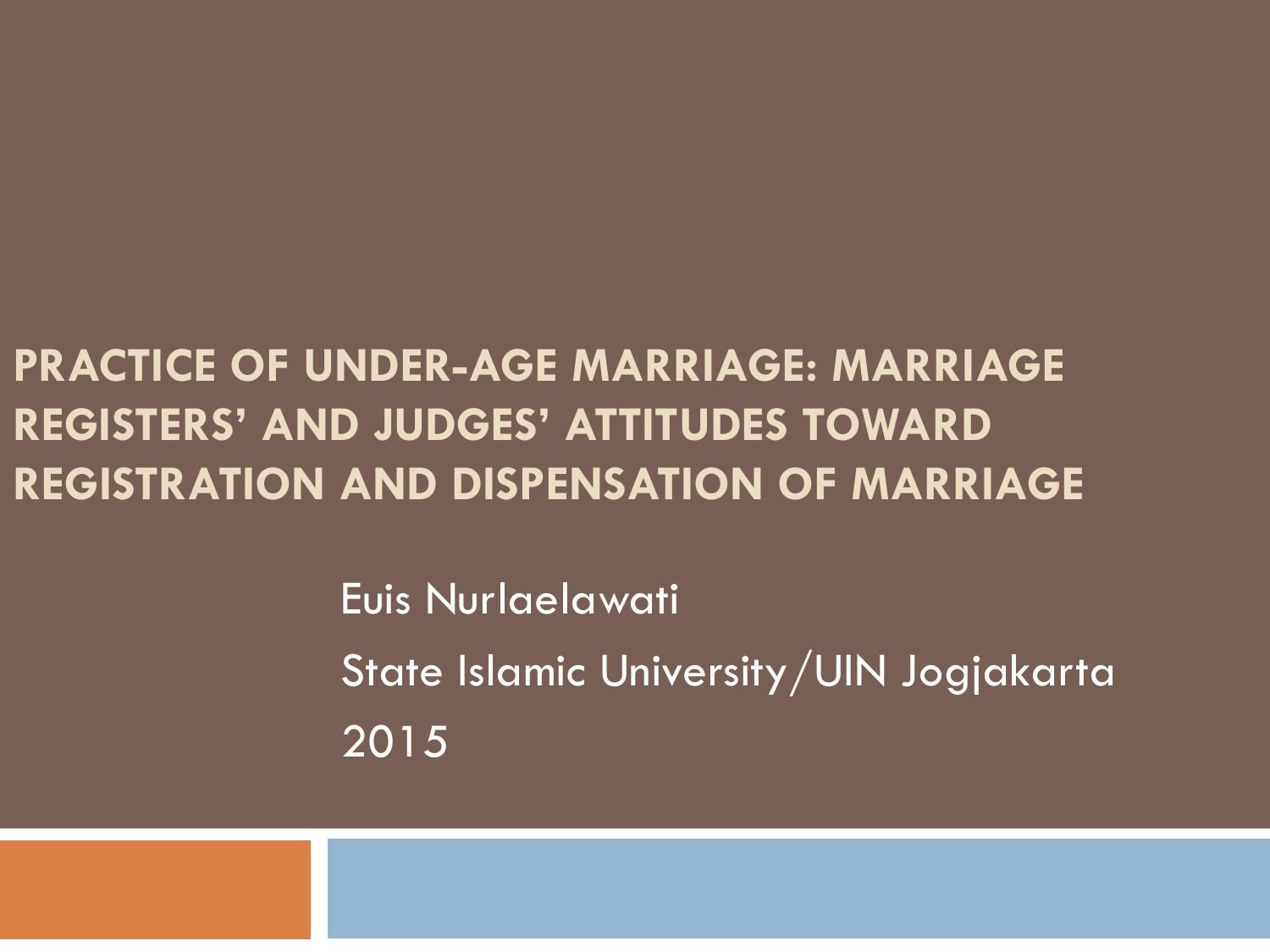# PRACTICE OF UNDER-AGE MARRIAGE: MARRIAGE REGISTERS' AND JUDGES' ATTITUDES TOWARD REGISTRATION AND DISPENSATION OF MARRIAGE

Euis Nurlaelawati

State Islamic University/UIN Jogjakarta

2015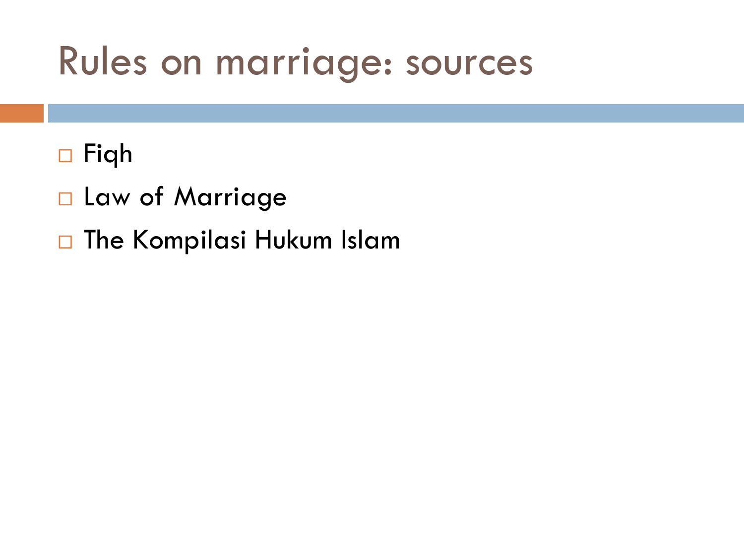# Rules on marriage: sources

- Fiqh
- Law of Marriage
- The Kompilasi Hukum Islam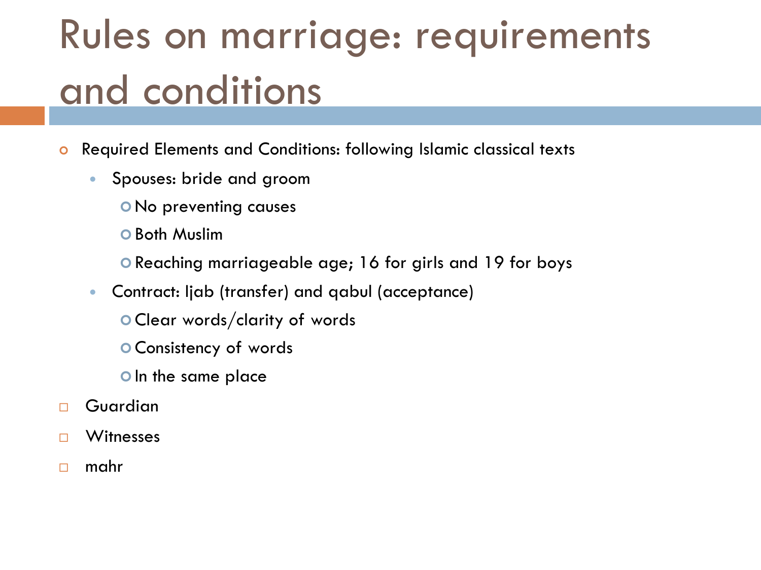# Rules on marriage: requirements and conditions

- Required Elements and Conditions: following Islamic classical texts
  - Spouses: bride and groom
    - No preventing causes
    - Both Muslim
    - Reaching marriageable age; 16 for girls and 19 for boys
  - Contract: Ijab (transfer) and qabul (acceptance)
    - Clear words/clarity of words
    - Consistency of words
    - In the same place
- Guardian
- Witnesses
- mahr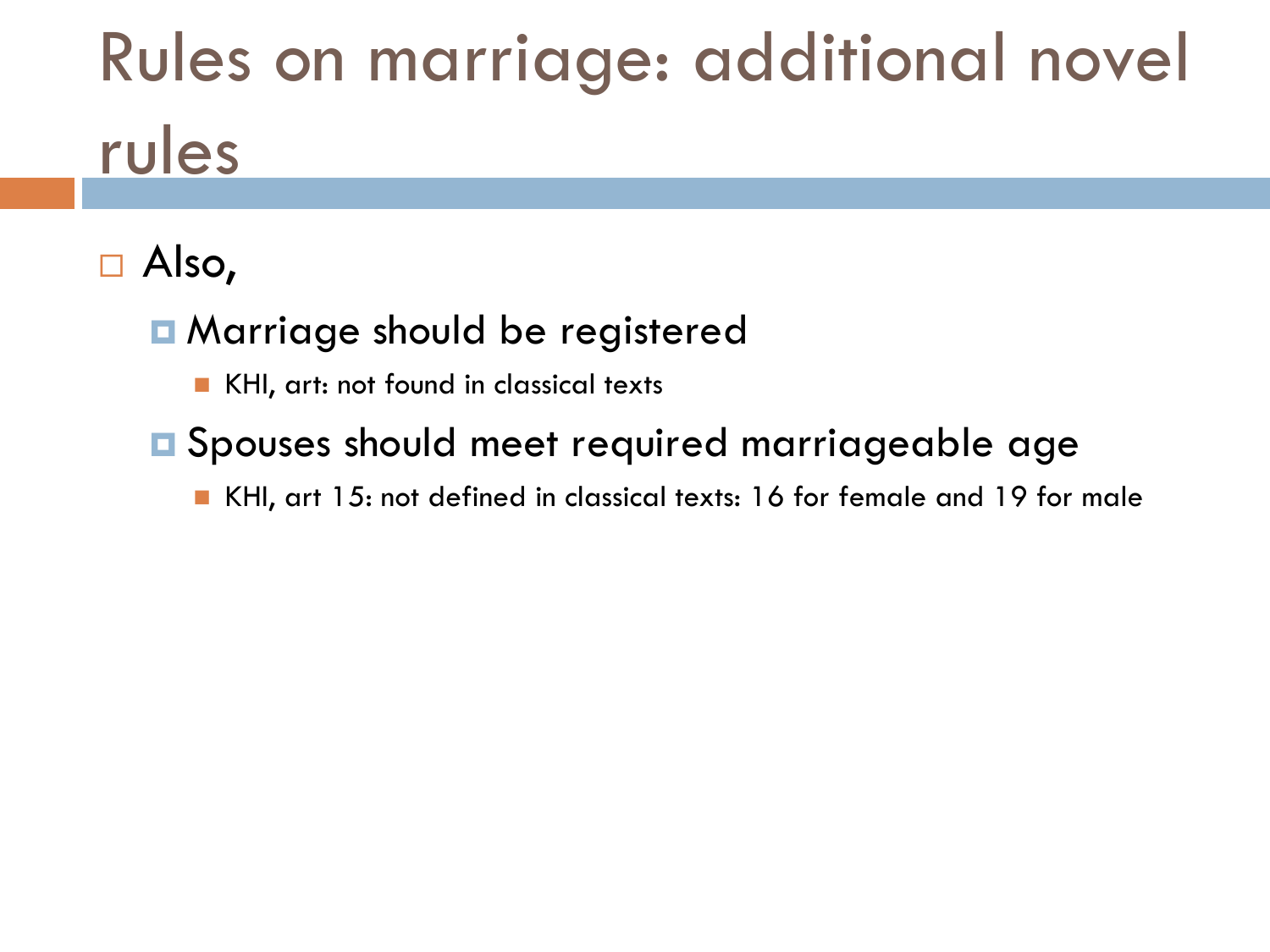# Rules on marriage: additional novel rules

- Also,
  - Marriage should be registered
    - KHI, art: not found in classical texts
  - Spouses should meet required marriageable age
    - KHI, art 15: not defined in classical texts: 16 for female and 19 for male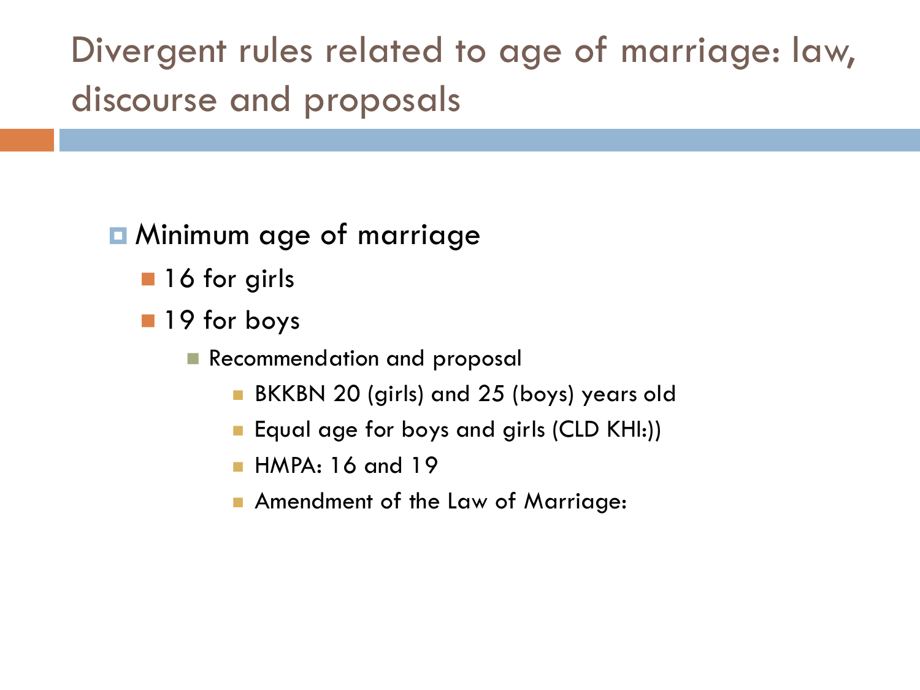# Divergent rules related to age of marriage: law, discourse and proposals

- Minimum age of marriage
  - 16 for girls
  - 19 for boys
    - Recommendation and proposal
      - BKKBN 20 (girls) and 25 (boys) years old
      - Equal age for boys and girls (CLD KHI:))
      - HMPA: 16 and 19
      - Amendment of the Law of Marriage: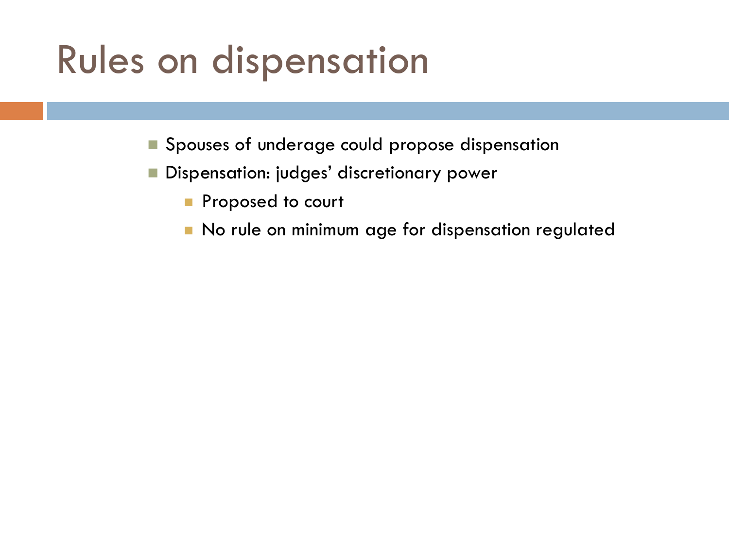# Rules on dispensation

- Spouses of underage could propose dispensation
- Dispensation: judges' discretionary power
  - Proposed to court
  - No rule on minimum age for dispensation regulated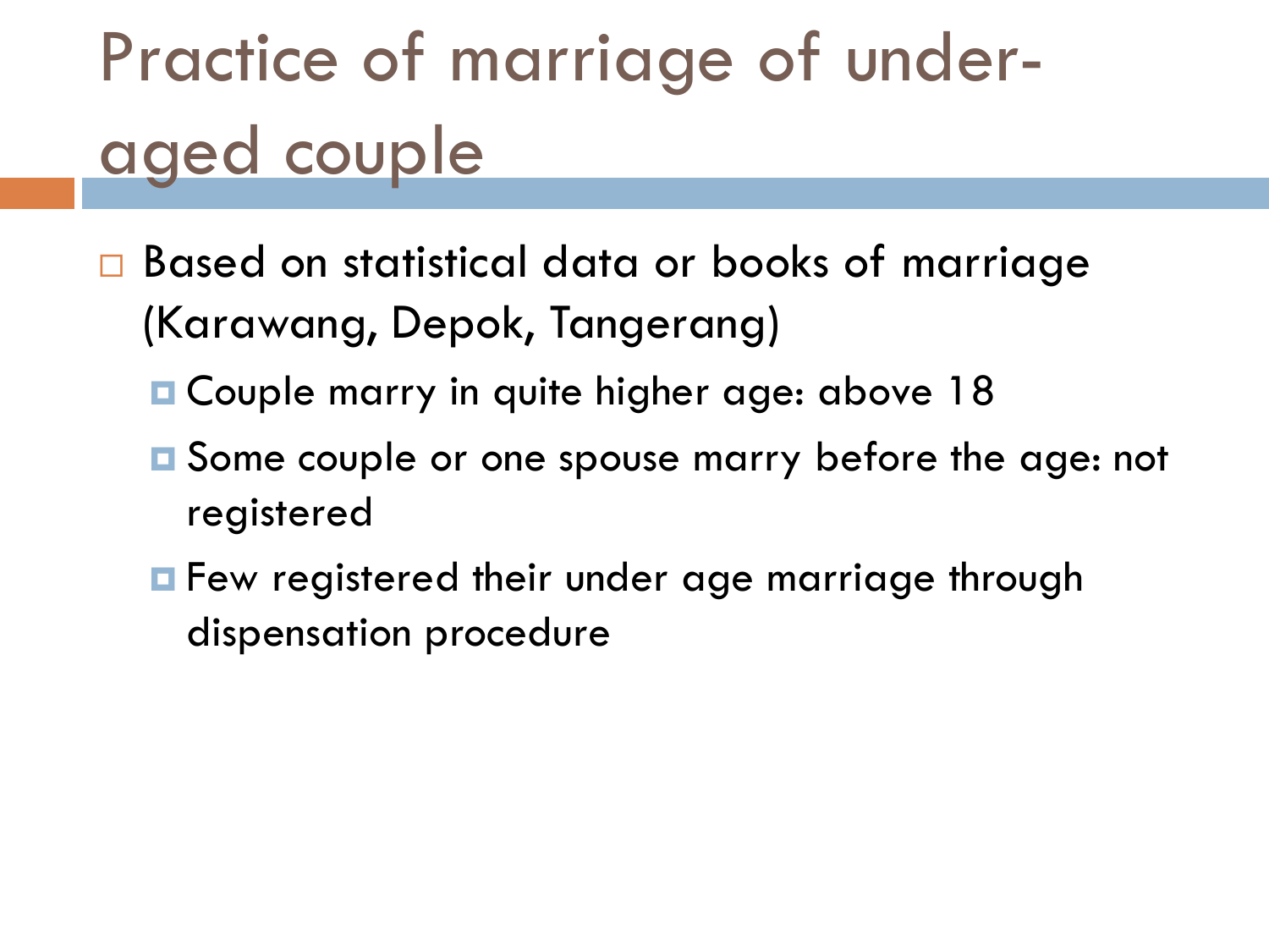# Practice of marriage of under-aged couple

- Based on statistical data or books of marriage (Karawang, Depok, Tangerang)
  - Couple marry in quite higher age: above 18
  - Some couple or one spouse marry before the age: not registered
  - Few registered their under age marriage through dispensation procedure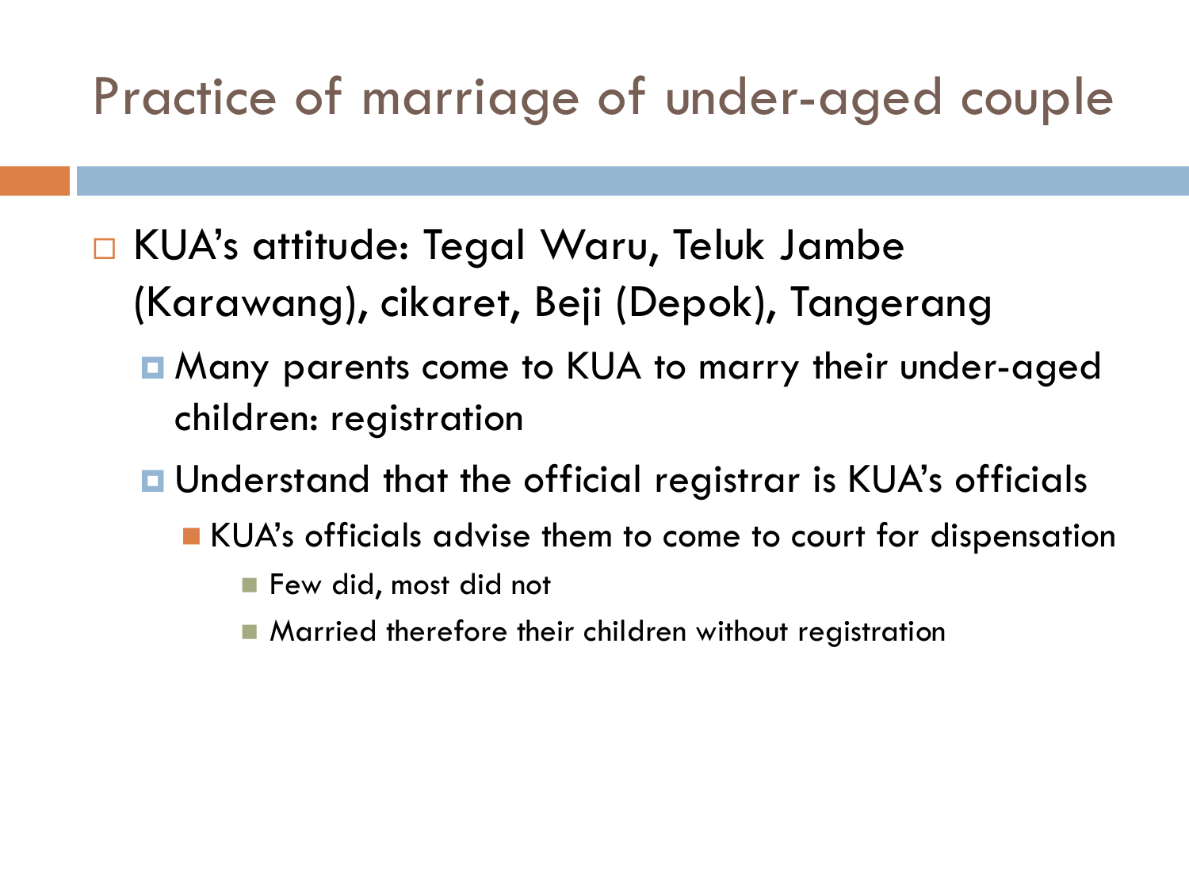# Practice of marriage of under-aged couple

- KUA's attitude: Tegal Waru, Teluk Jambe (Karawang), cikaret, Beji (Depok), Tangerang
  - Many parents come to KUA to marry their under-aged children: registration
  - Understand that the official registrar is KUA's officials
    - KUA's officials advise them to come to court for dispensation
      - Few did, most did not
      - Married therefore their children without registration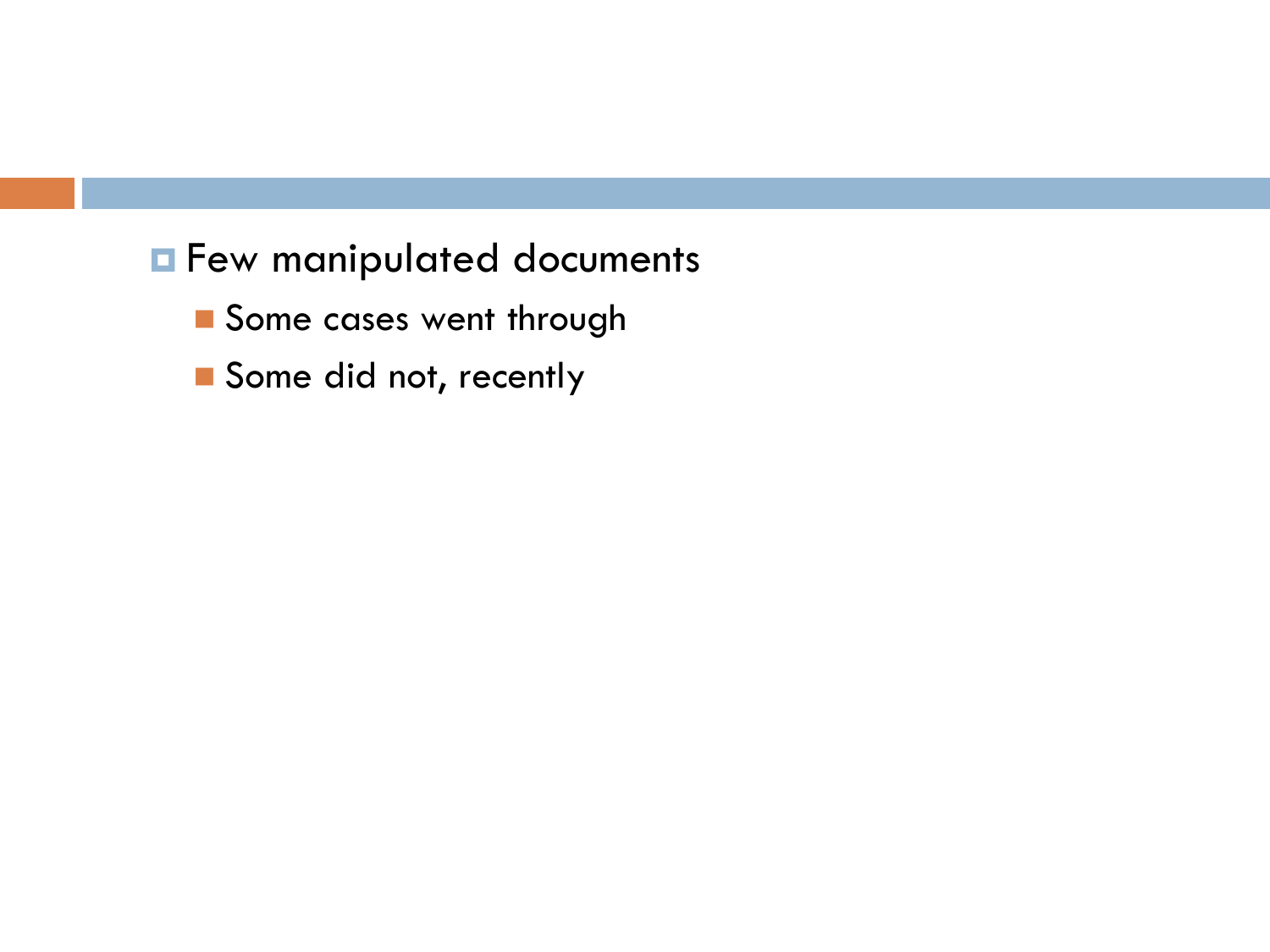- Few manipulated documents
  - Some cases went through
  - Some did not, recently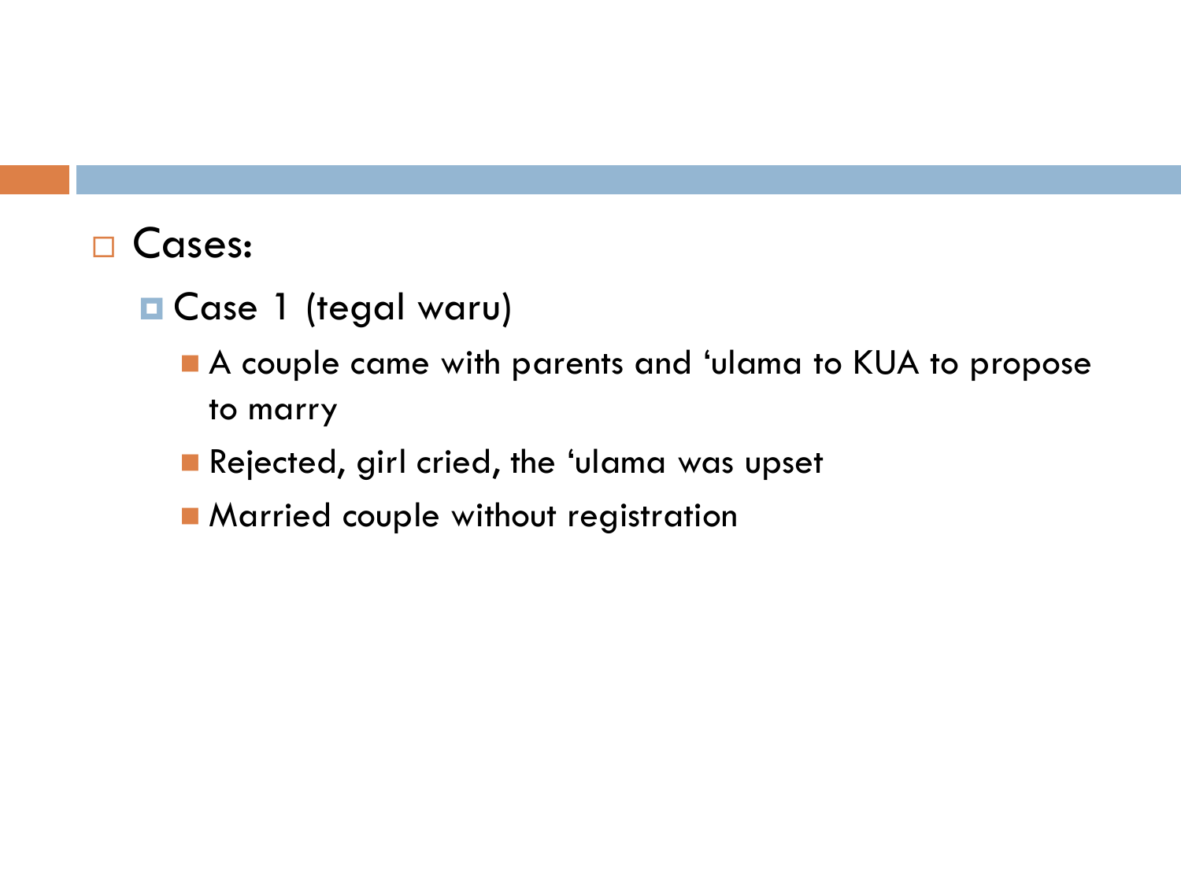- Cases:
  - Case 1 (tegal waru)
    - A couple came with parents and ‘ulama to KUA to propose to marry
    - Rejected, girl cried, the ‘ulama was upset
    - Married couple without registration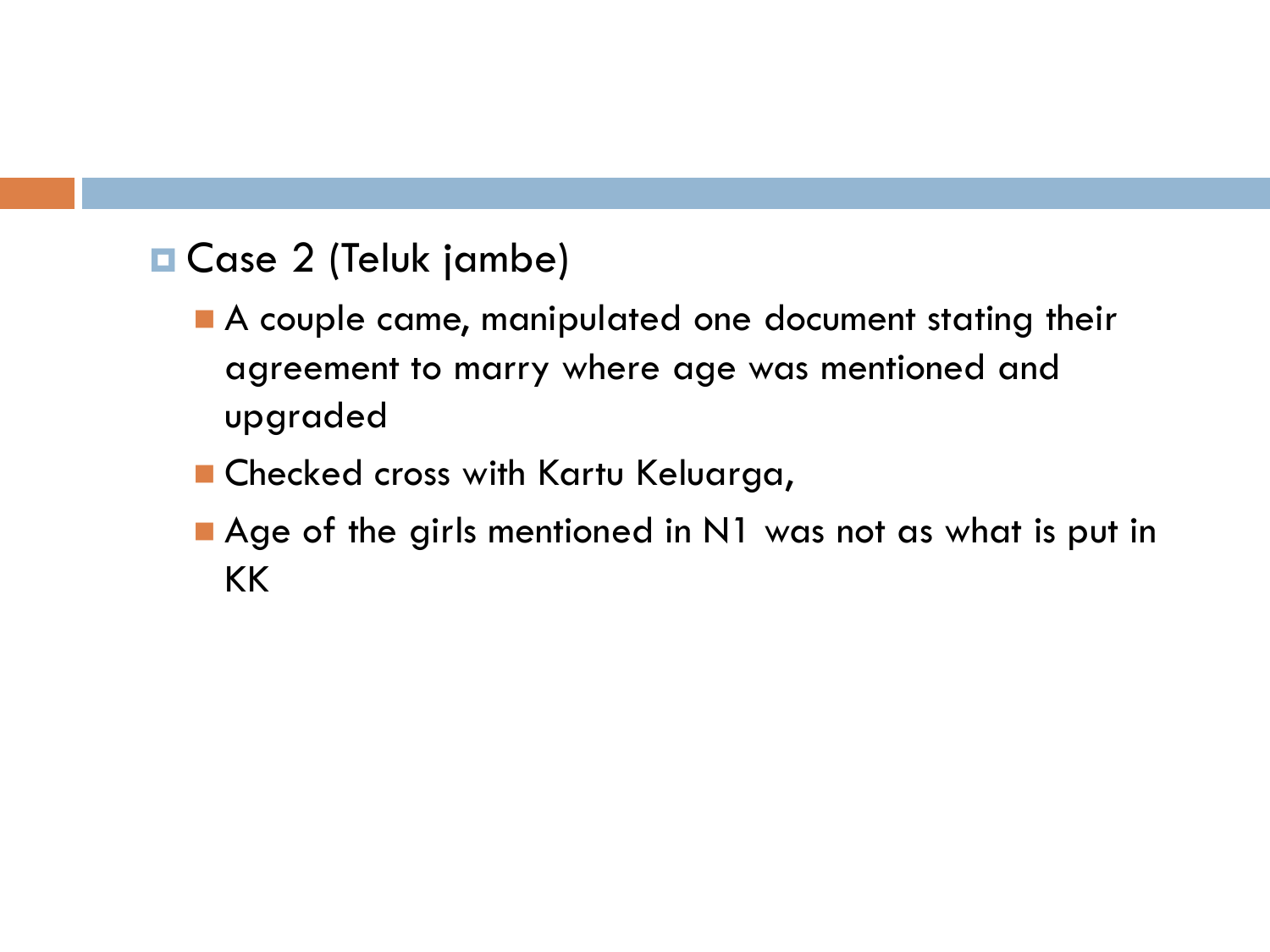- Case 2 (Teluk jambe)
  - A couple came, manipulated one document stating their agreement to marry where age was mentioned and upgraded
  - Checked cross with Kartu Keluarga,
  - Age of the girls mentioned in N1 was not as what is put in KK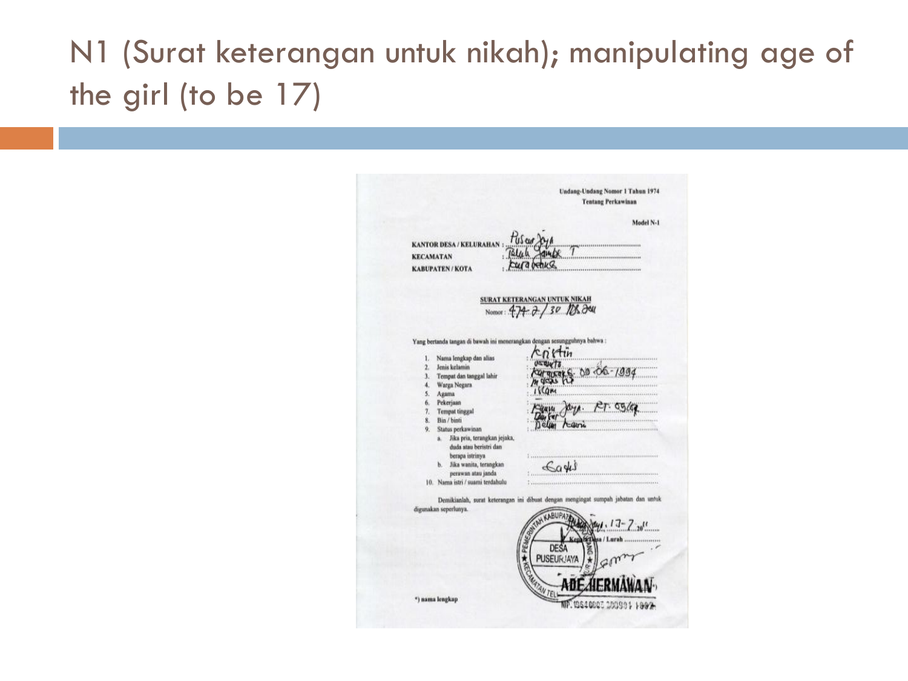# N1 (Surat keterangan untuk nikah); manipulating age of the girl (to be 17)

Undang-Undang Nomor 1 Tahun 1974
Tentang Perkawinan

Model N-1

KANTOR DESA / KELURAHAN : Puseur Jaya
KECAMATAN : Teluk Jambe T
KABUPATEN / KOTA : Karawang

**SURAT KETERANGAN UNTUK NIKAH**

Nomor : 474.2 / 30 / PJ.2011

Yang bertanda tangan di bawah ini menerangkan dengan sesungguhnya bahwa :

1. Nama lengkap dan alias : Kristin
2. Jenis kelamin : Wanita
3. Tempat dan tanggal lahir : Karawang, 09-06-1994
4. Warga Negara : Indonesia
5. Agama : Islam
6. Pekerjaan : -
7. Tempat tinggal : Puseur Jaya RT 05/04
8. Bin / binti : Dayfar
9. Status perkawinan : Belum kawin
   a. Jika pria, terangkan jejaka, duda atau beristri dan berapa istrinya :
   b. Jika wanita, terangkan perawan atau janda : Gadis
10. Nama istri / suami terdahulu :

Demikianlah, surat keterangan ini dibuat dengan mengingat sumpah jabatan dan untuk digunakan seperlunya.

Puseur Jaya, 13-7-2011
Kepala Desa / Lurah

ADE HERMAWAN

NIP. 19640807 200901 1002

\*) nama lengkap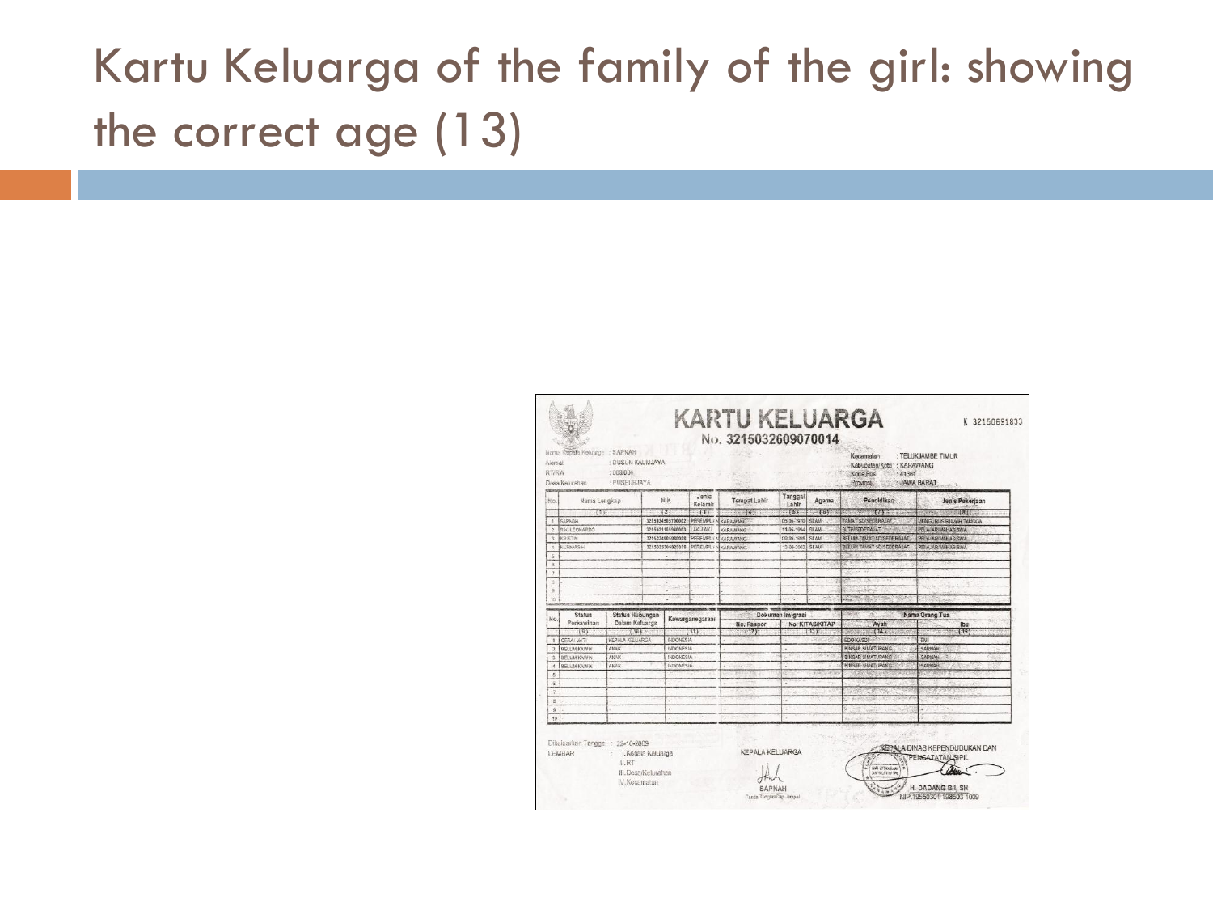# Kartu Keluarga of the family of the girl: showing the correct age (13)

**KARTU KELUARGA**

No. 3215032609070014

K 32150691833

Nama Kepala Keluarga : SAPNAH
Alamat : DUSUN KAUMJAYA
RT/RW : 008/004
Desa/Kelurahan : PUSEURJAYA

Kecamatan : TELUKJAMBE TIMUR
Kabupaten/Kota : KARAWANG
Kode Pos : 41361
Provinsi : JAWA BARAT

| No. | Nama Lengkap | NIK | Jenis Kelamin | Tempat Lahir | Tanggal Lahir | Agama | Pendidikan | Jenis Pekerjaan |
|---|---|---|---|---|---|---|---|---|
| | (1) | (2) | (3) | (4) | (5) | (6) | (7) | (8) |
| 1 | SAPNAH | 3215034505780002 | PEREMPUAN | KARAWANG | 05-05-1978 | ISLAM | TAMAT SD/SEDERAJAT | MENGURUS RUMAH TANGGA |
| 2 | RIKI LEONARDO | 3215031105940003 | LAKI-LAKI | KARAWANG | 11-05-1994 | ISLAM | SLTP/SEDERAJAT | PELAJAR/MAHASISWA |
| 3 | KRISTIN | 3215034909960006 | PEREMPUAN | KARAWANG | 09-09-1996 | ISLAM | BELUM TAMAT SD/SEDERAJAT | PELAJAR/MAHASISWA |
| 4 | KERNASIH | 3215035509020009 | PEREMPUAN | KARAWANG | 15-09-2002 | ISLAM | BELUM TAMAT SD/SEDERAJAT | PELAJAR/MAHASISWA |
| 5 | | | | | | | | |
| 6 | | | | | | | | |
| 7 | | | | | | | | |
| 8 | | | | | | | | |
| 9 | | | | | | | | |
| 10 | | | | | | | | |

| No. | Status Perkawinan | Status Hubungan Dalam Keluarga | Kewarganegaraan | Dokumen Imigrasi | | Nama Orang Tua | |
|---|---|---|---|---|---|---|---|
| | | | | No. Paspor | No. KITAS/KITAP | Ayah | Ibu |
| | (9) | (10) | (11) | (12) | (13) | (14) | (15) |
| 1 | CERAI MATI | KEPALA KELUARGA | INDONESIA | - | - | EDO KASDI | EMI |
| 2 | BELUM KAWIN | ANAK | INDONESIA | - | - | SINSAR SIMATUPANG | SAPNAH |
| 3 | BELUM KAWIN | ANAK | INDONESIA | - | - | SINSAR SIMATUPANG | SAPNAH |
| 4 | BELUM KAWIN | ANAK | INDONESIA | - | - | SINSAR SIMATUPANG | SAPNAH |
| 5 | | | | | | | |
| 6 | | | | | | | |
| 7 | | | | | | | |
| 8 | | | | | | | |
| 9 | | | | | | | |
| 10 | | | | | | | |

Dikeluarkan Tanggal : 22-10-2009

LEMBAR : I. Kepala Keluarga
II. RT
III. Desa/Kelurahan
IV. Kecamatan

KEPALA KELUARGA

SAPNAH
Tanda Tangan/Cap Jempol

KEPALA DINAS KEPENDUDUKAN DAN PENCATATAN SIPIL

H. DADANG S.I, SH
NIP. 19550301 198503 1009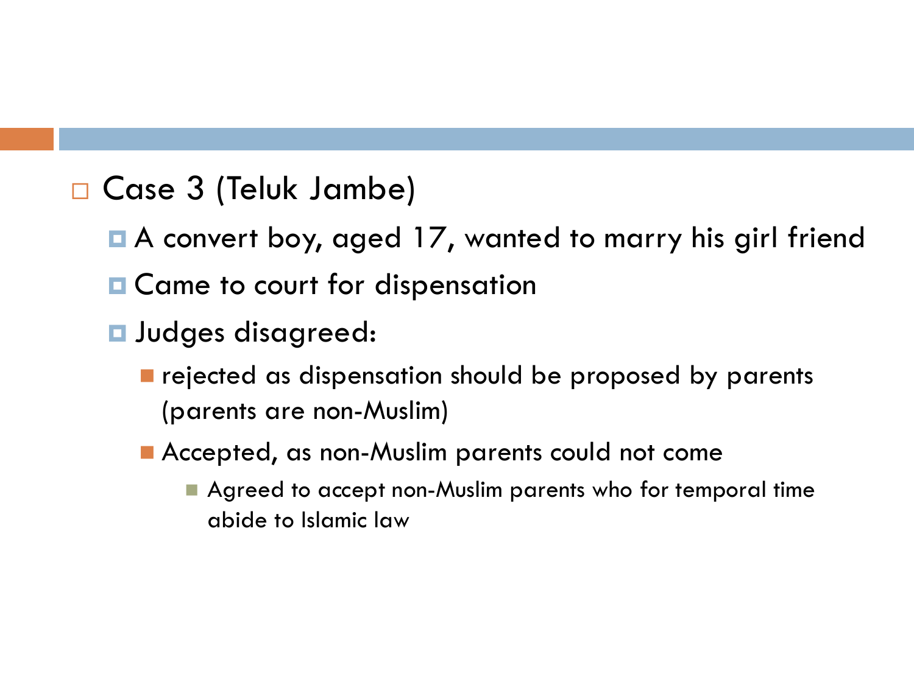- Case 3 (Teluk Jambe)
  - A convert boy, aged 17, wanted to marry his girl friend
  - Came to court for dispensation
  - Judges disagreed:
    - rejected as dispensation should be proposed by parents (parents are non-Muslim)
    - Accepted, as non-Muslim parents could not come
      - Agreed to accept non-Muslim parents who for temporal time abide to Islamic law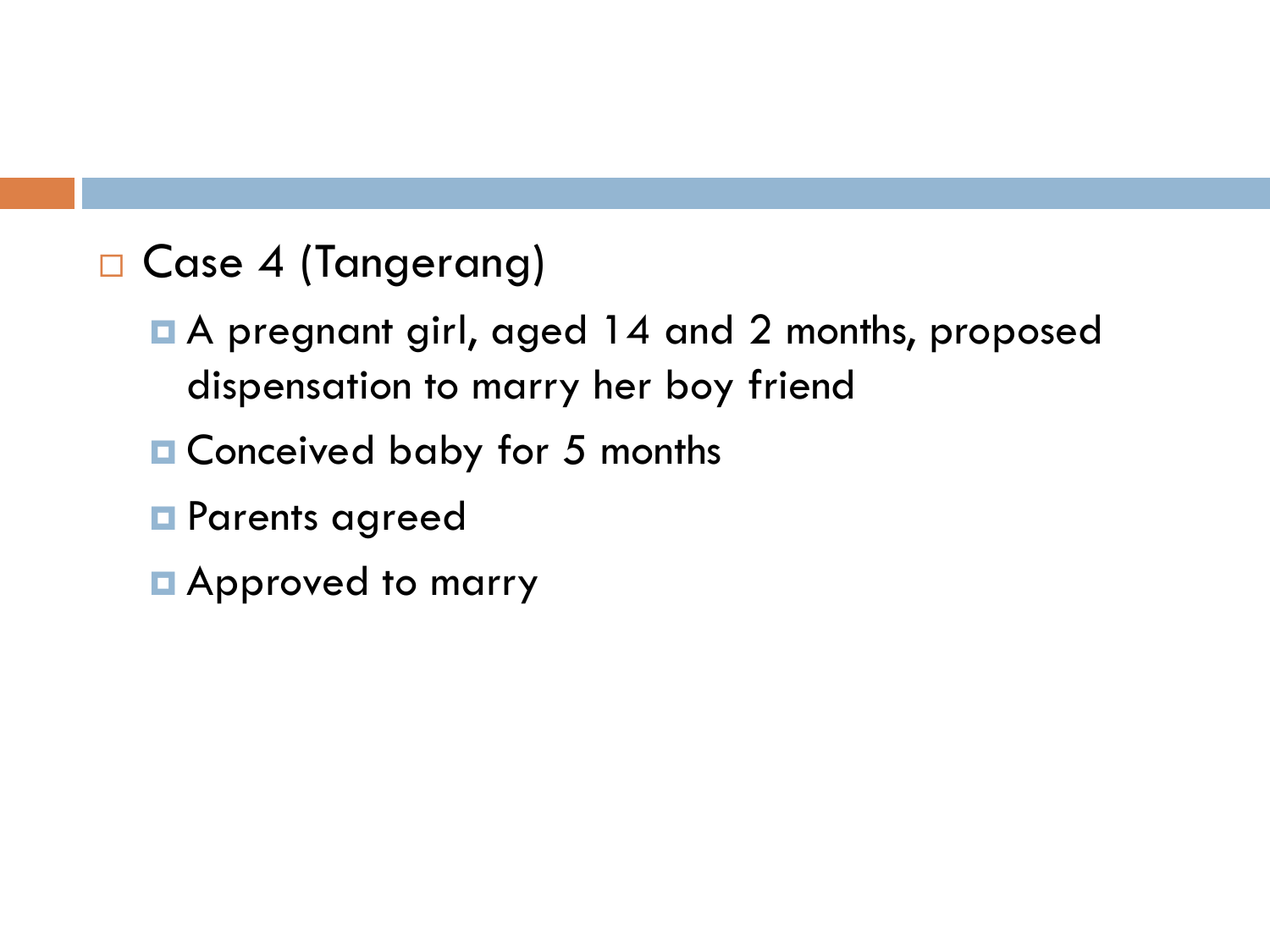- Case 4 (Tangerang)
  - A pregnant girl, aged 14 and 2 months, proposed dispensation to marry her boy friend
  - Conceived baby for 5 months
  - Parents agreed
  - Approved to marry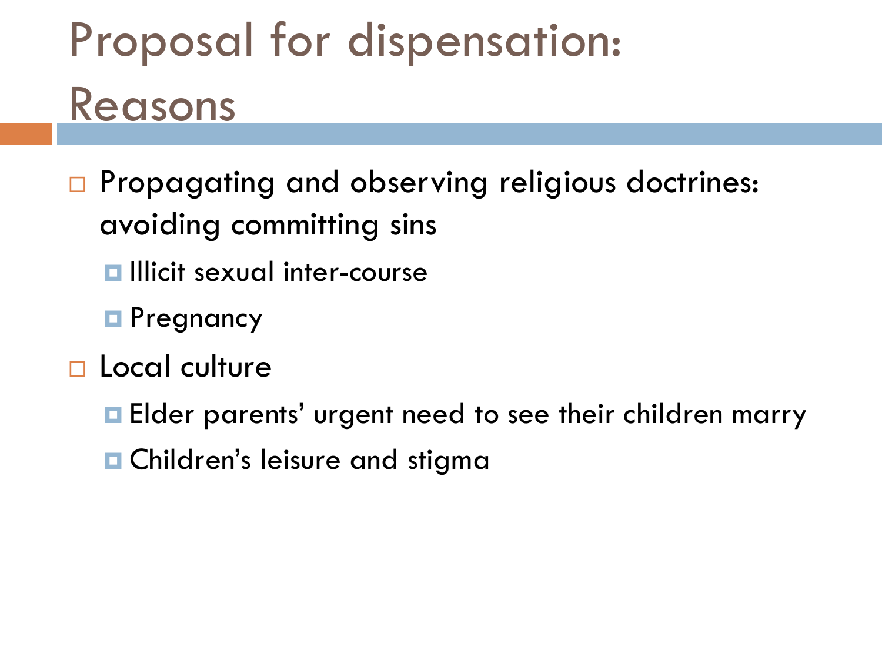# Proposal for dispensation: Reasons

- Propagating and observing religious doctrines: avoiding committing sins
  - Illicit sexual inter-course
  - Pregnancy
- Local culture
  - Elder parents' urgent need to see their children marry
  - Children's leisure and stigma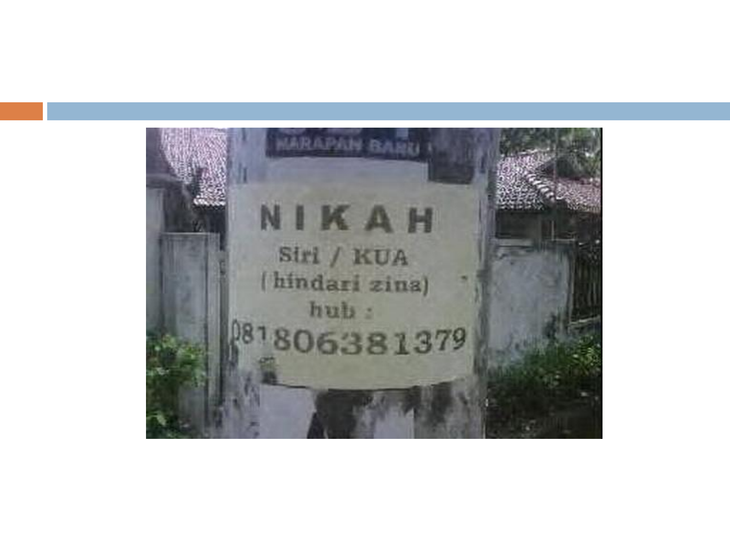HARAPAN BARU

NIKAH

Siri / KUA

( hindari zina)

hub :

081806381379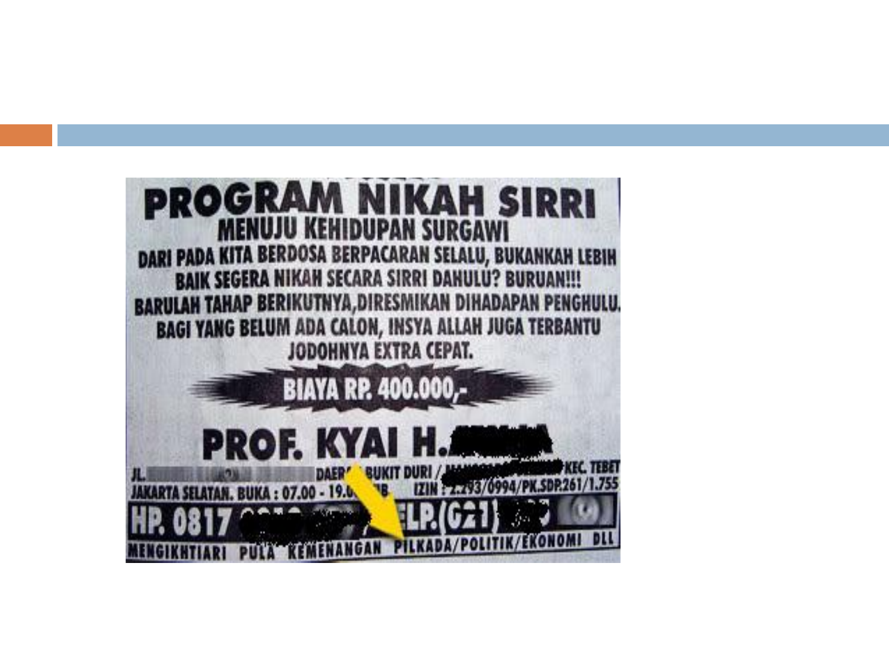# PROGRAM NIKAH SIRRI

## MENUJU KEHIDUPAN SURGAWI

DARI PADA KITA BERDOSA BERPACARAN SELALU, BUKANKAH LEBIH BAIK SEGERA NIKAH SECARA SIRRI DAHULU? BURUAN!!!

BARULAH TAHAP BERIKUTNYA,DIRESMIKAN DIHADAPAN PENGHULU.

BAGI YANG BELUM ADA CALON, INSYA ALLAH JUGA TERBANTU JODOHNYA EXTRA CEPAT.

**BIAYA RP. 400.000,-**

**PROF. KYAI H.**

JL. DAER BUKIT DURI / KEC. TEBET JAKARTA SELATAN. BUKA : 07.00 - 19.0 IB IZIN : 2.293/0994/PK.SDP.261/1.755

**HP. 0817 TELP.(021)**

MENGIKHTIARI PULA KEMENANGAN PILKADA/POLITIK/EKONOMI DLL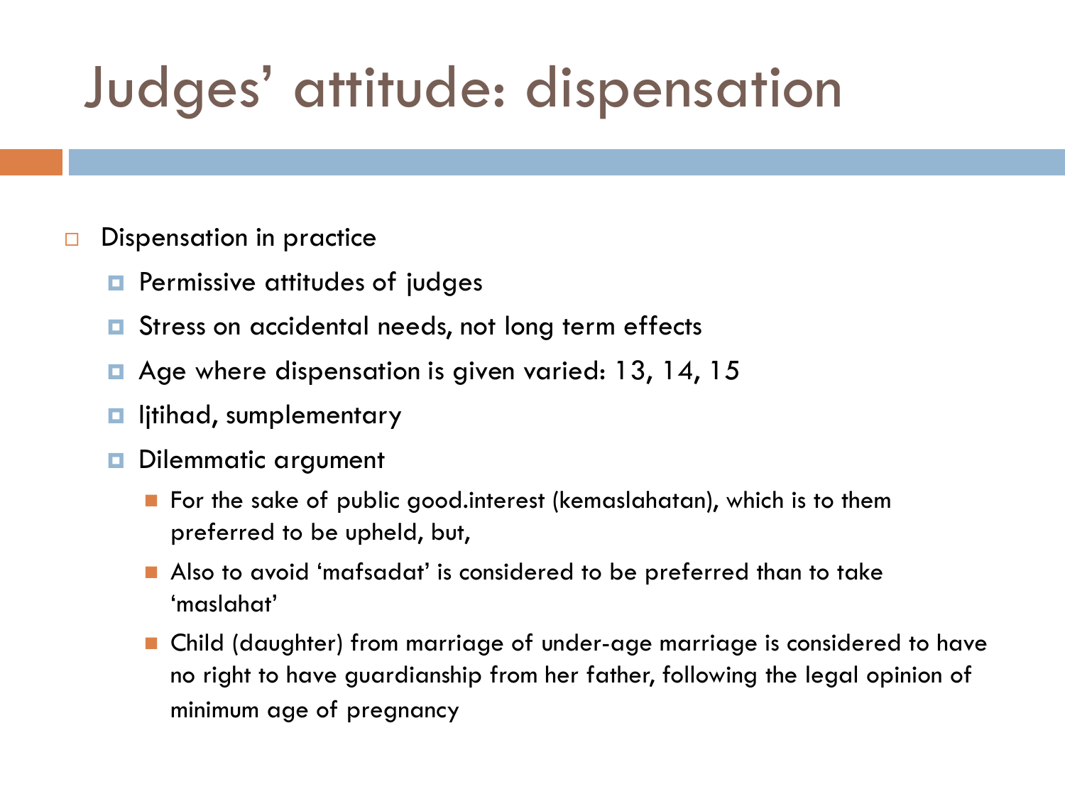# Judges' attitude: dispensation

- Dispensation in practice
  - Permissive attitudes of judges
  - Stress on accidental needs, not long term effects
  - Age where dispensation is given varied: 13, 14, 15
  - Ijtihad, sumplementary
  - Dilemmatic argument
    - For the sake of public good.interest (kemaslahatan), which is to them preferred to be upheld, but,
    - Also to avoid 'mafsadat' is considered to be preferred than to take 'maslahat'
    - Child (daughter) from marriage of under-age marriage is considered to have no right to have guardianship from her father, following the legal opinion of minimum age of pregnancy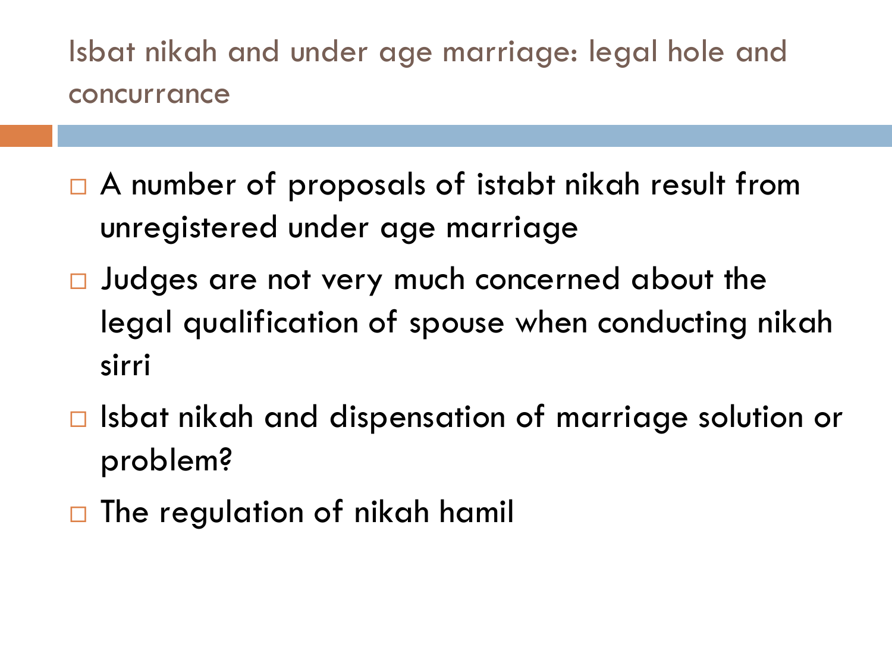## Isbat nikah and under age marriage: legal hole and concurrance

- A number of proposals of istabt nikah result from unregistered under age marriage
- Judges are not very much concerned about the legal qualification of spouse when conducting nikah sirri
- Isbat nikah and dispensation of marriage solution or problem?
- The regulation of nikah hamil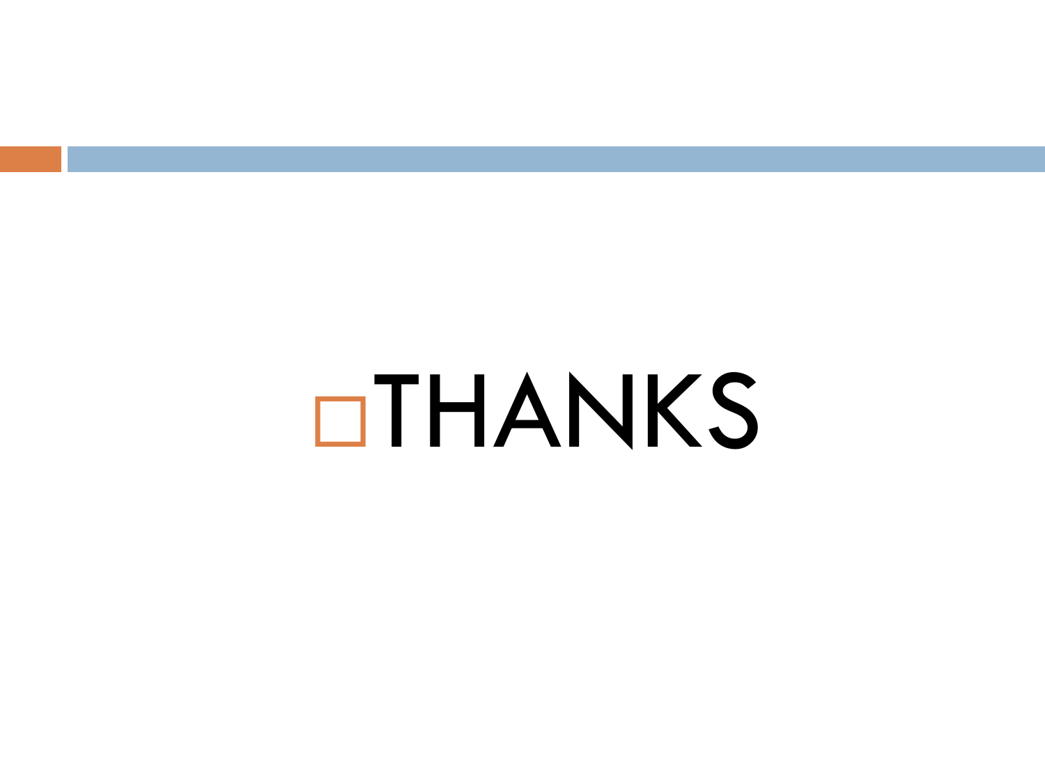- THANKS